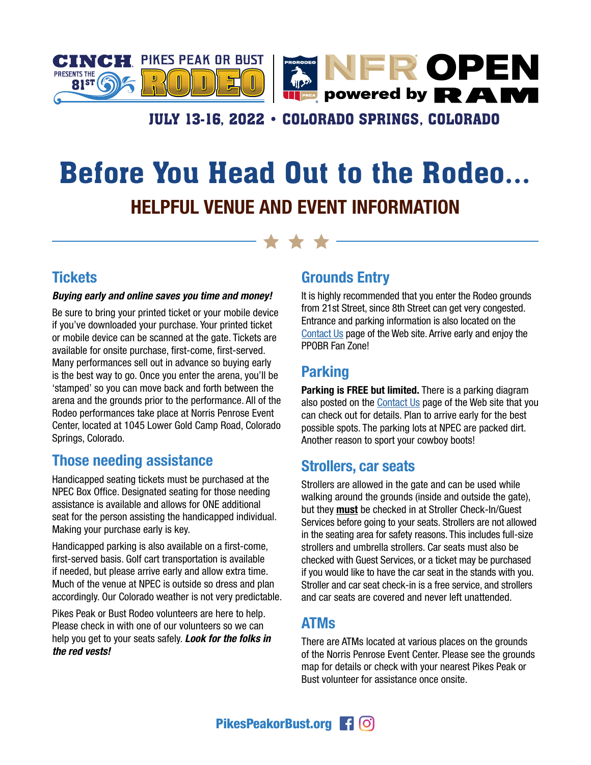CINCH PRESENTS THE 81ST PIKES PEAK OR BUST RODEO | PRORODEO NFR OPEN powered by RAM

JULY 13-16, 2022 • COLORADO SPRINGS, COLORADO

# Before You Head Out to the Rodeo...

## HELPFUL VENUE AND EVENT INFORMATION

### Tickets

***Buying early and online saves you time and money!***

Be sure to bring your printed ticket or your mobile device if you've downloaded your purchase. Your printed ticket or mobile device can be scanned at the gate. Tickets are available for onsite purchase, first-come, first-served. Many performances sell out in advance so buying early is the best way to go. Once you enter the arena, you'll be 'stamped' so you can move back and forth between the arena and the grounds prior to the performance. All of the Rodeo performances take place at Norris Penrose Event Center, located at 1045 Lower Gold Camp Road, Colorado Springs, Colorado.

### Those needing assistance

Handicapped seating tickets must be purchased at the NPEC Box Office. Designated seating for those needing assistance is available and allows for ONE additional seat for the person assisting the handicapped individual. Making your purchase early is key.

Handicapped parking is also available on a first-come, first-served basis. Golf cart transportation is available if needed, but please arrive early and allow extra time. Much of the venue at NPEC is outside so dress and plan accordingly. Our Colorado weather is not very predictable.

Pikes Peak or Bust Rodeo volunteers are here to help. Please check in with one of our volunteers so we can help you get to your seats safely. ***Look for the folks in the red vests!***

### Grounds Entry

It is highly recommended that you enter the Rodeo grounds from 21st Street, since 8th Street can get very congested. Entrance and parking information is also located on the Contact Us page of the Web site. Arrive early and enjoy the PPOBR Fan Zone!

### Parking

**Parking is FREE but limited.** There is a parking diagram also posted on the Contact Us page of the Web site that you can check out for details. Plan to arrive early for the best possible spots. The parking lots at NPEC are packed dirt. Another reason to sport your cowboy boots!

### Strollers, car seats

Strollers are allowed in the gate and can be used while walking around the grounds (inside and outside the gate), but they **must** be checked in at Stroller Check-In/Guest Services before going to your seats. Strollers are not allowed in the seating area for safety reasons. This includes full-size strollers and umbrella strollers. Car seats must also be checked with Guest Services, or a ticket may be purchased if you would like to have the car seat in the stands with you. Stroller and car seat check-in is a free service, and strollers and car seats are covered and never left unattended.

### ATMs

There are ATMs located at various places on the grounds of the Norris Penrose Event Center. Please see the grounds map for details or check with your nearest Pikes Peak or Bust volunteer for assistance once onsite.

PikesPeakorBust.org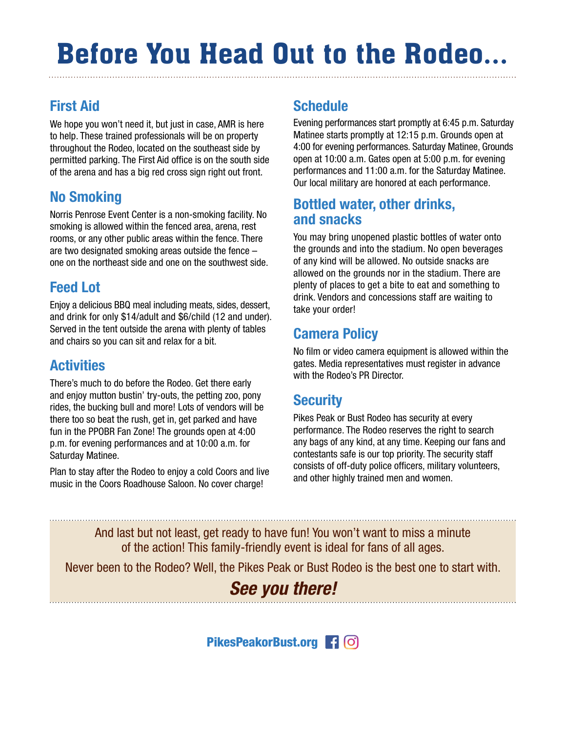# Before You Head Out to the Rodeo...

## First Aid

We hope you won't need it, but just in case, AMR is here to help. These trained professionals will be on property throughout the Rodeo, located on the southeast side by permitted parking. The First Aid office is on the south side of the arena and has a big red cross sign right out front.

## No Smoking

Norris Penrose Event Center is a non-smoking facility. No smoking is allowed within the fenced area, arena, rest rooms, or any other public areas within the fence. There are two designated smoking areas outside the fence – one on the northeast side and one on the southwest side.

## Feed Lot

Enjoy a delicious BBQ meal including meats, sides, dessert, and drink for only $14/adult and $6/child (12 and under). Served in the tent outside the arena with plenty of tables and chairs so you can sit and relax for a bit.

## Activities

There's much to do before the Rodeo. Get there early and enjoy mutton bustin' try-outs, the petting zoo, pony rides, the bucking bull and more! Lots of vendors will be there too so beat the rush, get in, get parked and have fun in the PPOBR Fan Zone! The grounds open at 4:00 p.m. for evening performances and at 10:00 a.m. for Saturday Matinee.

Plan to stay after the Rodeo to enjoy a cold Coors and live music in the Coors Roadhouse Saloon. No cover charge!

## Schedule

Evening performances start promptly at 6:45 p.m. Saturday Matinee starts promptly at 12:15 p.m. Grounds open at 4:00 for evening performances. Saturday Matinee, Grounds open at 10:00 a.m. Gates open at 5:00 p.m. for evening performances and 11:00 a.m. for the Saturday Matinee. Our local military are honored at each performance.

## Bottled water, other drinks, and snacks

You may bring unopened plastic bottles of water onto the grounds and into the stadium. No open beverages of any kind will be allowed. No outside snacks are allowed on the grounds nor in the stadium. There are plenty of places to get a bite to eat and something to drink. Vendors and concessions staff are waiting to take your order!

## Camera Policy

No film or video camera equipment is allowed within the gates. Media representatives must register in advance with the Rodeo's PR Director.

## Security

Pikes Peak or Bust Rodeo has security at every performance. The Rodeo reserves the right to search any bags of any kind, at any time. Keeping our fans and contestants safe is our top priority. The security staff consists of off-duty police officers, military volunteers, and other highly trained men and women.

---

And last but not least, get ready to have fun! You won't want to miss a minute of the action! This family-friendly event is ideal for fans of all ages.

Never been to the Rodeo? Well, the Pikes Peak or Bust Rodeo is the best one to start with.

***See you there!***

---

**PikesPeakorBust.org**